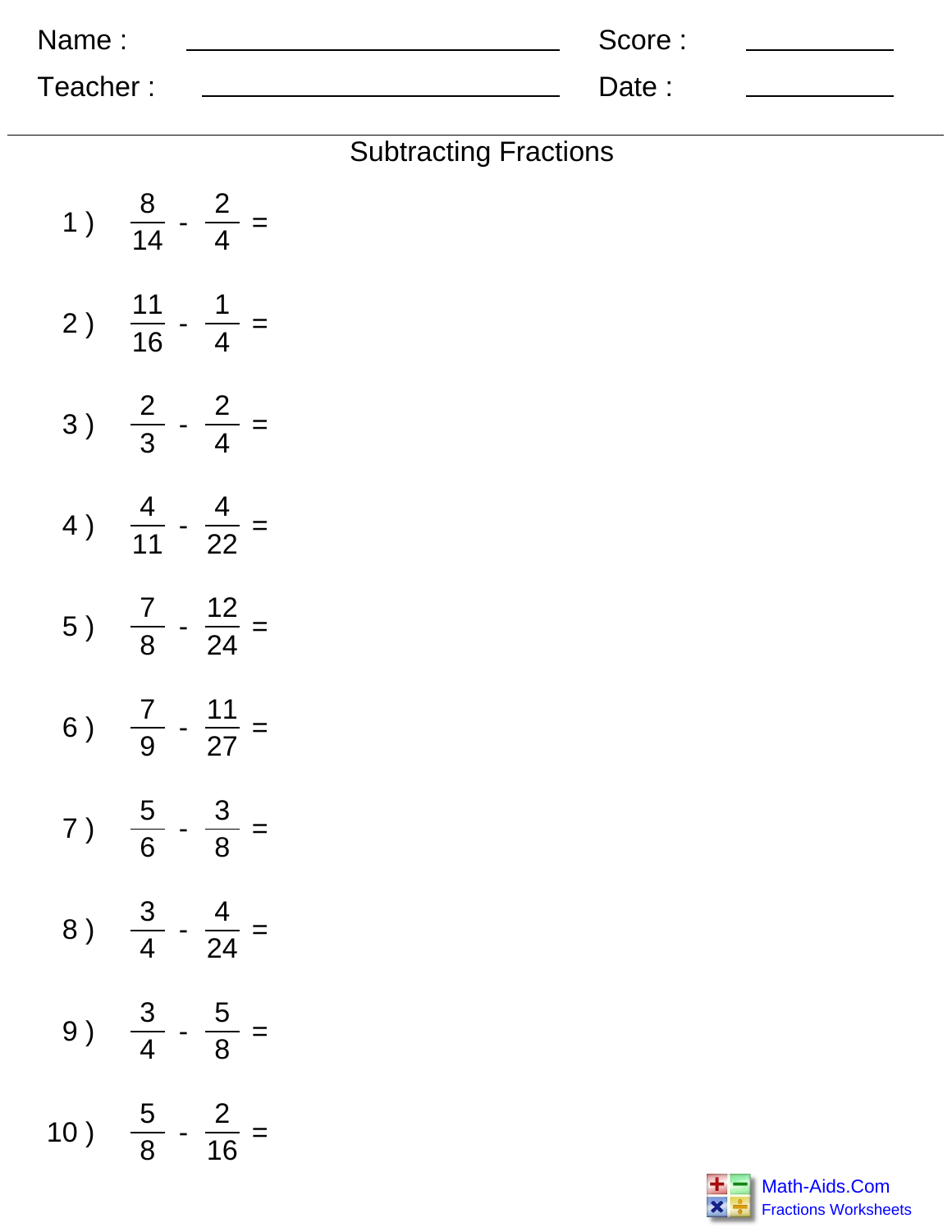Name : ____________________ Score : __________

Teacher : ____________________ Date : __________

# Subtracting Fractions

1 ) $\frac{8}{14} - \frac{2}{4} =$

2 ) $\frac{11}{16} - \frac{1}{4} =$

3 ) $\frac{2}{3} - \frac{2}{4} =$

4 ) $\frac{4}{11} - \frac{4}{22} =$

5 ) $\frac{7}{8} - \frac{12}{24} =$

6 ) $\frac{7}{9} - \frac{11}{27} =$

7 ) $\frac{5}{6} - \frac{3}{8} =$

8 ) $\frac{3}{4} - \frac{4}{24} =$

9 ) $\frac{3}{4} - \frac{5}{8} =$

10 ) $\frac{5}{8} - \frac{2}{16} =$

Math-Aids.Com
Fractions Worksheets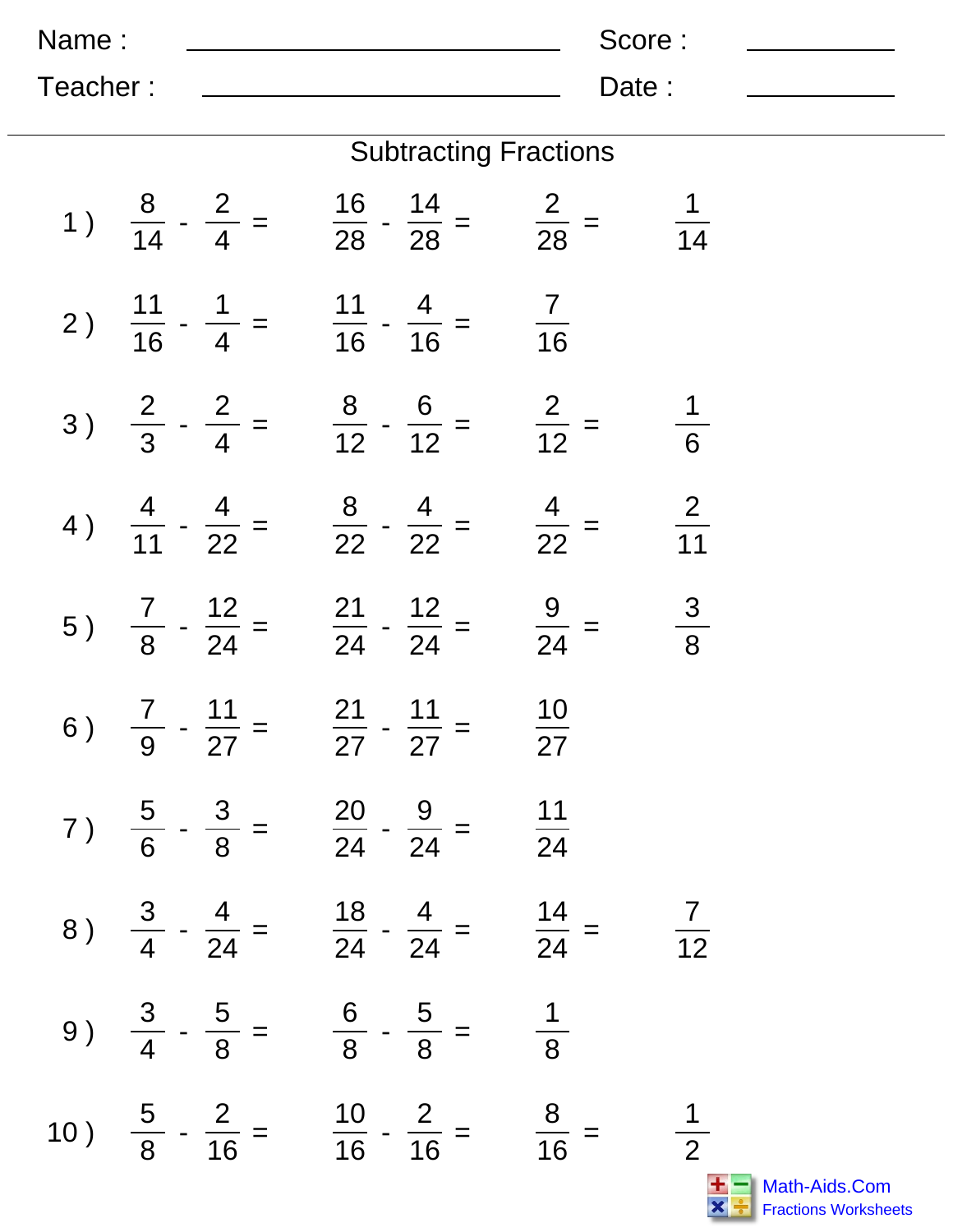Name : ____________________ Score : __________

Teacher : ____________________ Date : __________

## Subtracting Fractions

1 ) $\frac{8}{14} - \frac{2}{4} = \frac{16}{28} - \frac{14}{28} = \frac{2}{28} = \frac{1}{14}$

2 ) $\frac{11}{16} - \frac{1}{4} = \frac{11}{16} - \frac{4}{16} = \frac{7}{16}$

3 ) $\frac{2}{3} - \frac{2}{4} = \frac{8}{12} - \frac{6}{12} = \frac{2}{12} = \frac{1}{6}$

4 ) $\frac{4}{11} - \frac{4}{22} = \frac{8}{22} - \frac{4}{22} = \frac{4}{22} = \frac{2}{11}$

5 ) $\frac{7}{8} - \frac{12}{24} = \frac{21}{24} - \frac{12}{24} = \frac{9}{24} = \frac{3}{8}$

6 ) $\frac{7}{9} - \frac{11}{27} = \frac{21}{27} - \frac{11}{27} = \frac{10}{27}$

7 ) $\frac{5}{6} - \frac{3}{8} = \frac{20}{24} - \frac{9}{24} = \frac{11}{24}$

8 ) $\frac{3}{4} - \frac{4}{24} = \frac{18}{24} - \frac{4}{24} = \frac{14}{24} = \frac{7}{12}$

9 ) $\frac{3}{4} - \frac{5}{8} = \frac{6}{8} - \frac{5}{8} = \frac{1}{8}$

10 ) $\frac{5}{8} - \frac{2}{16} = \frac{10}{16} - \frac{2}{16} = \frac{8}{16} = \frac{1}{2}$

Math-Aids.Com
Fractions Worksheets